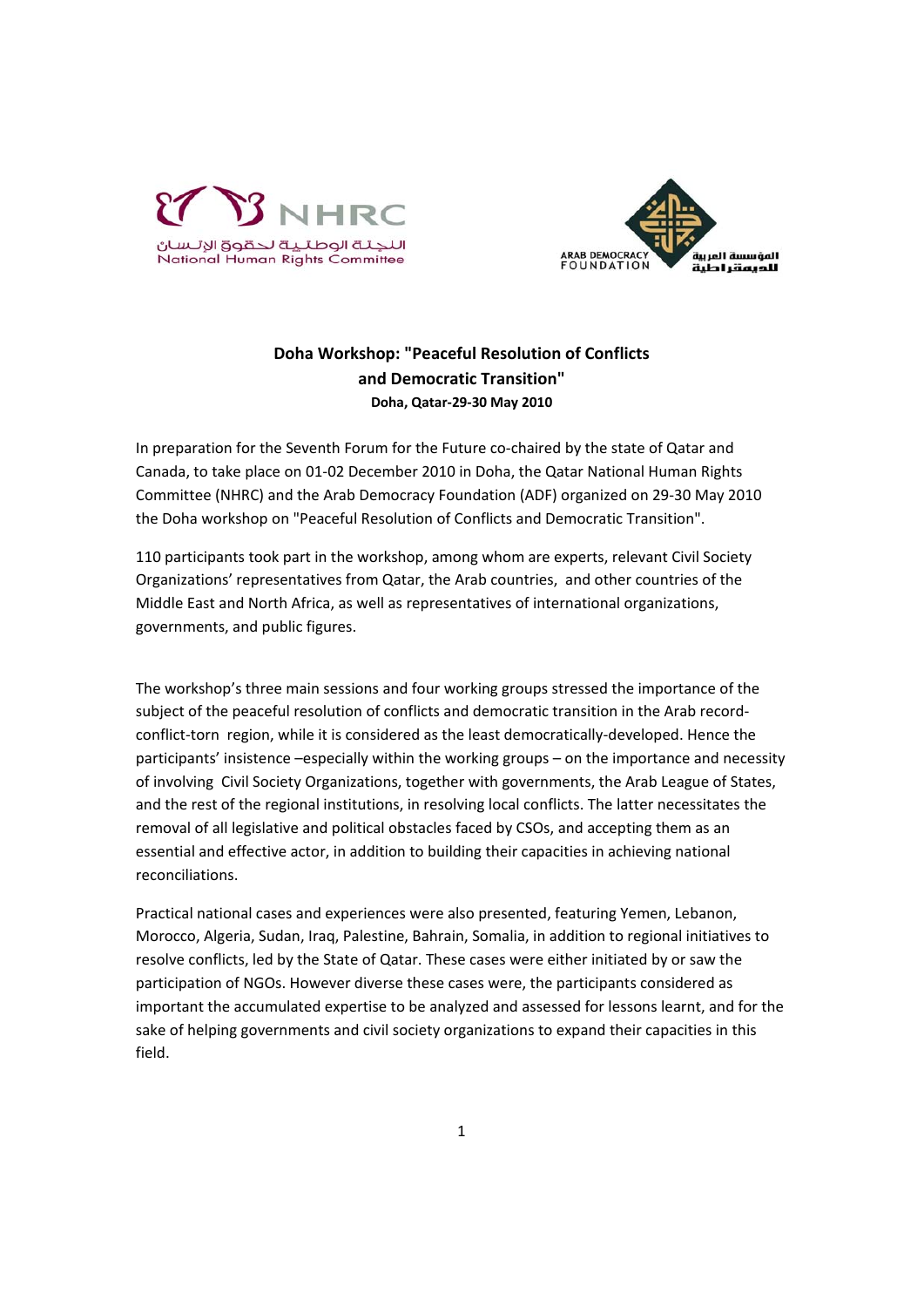NHRC
اللجنة الوطنية لحقوق الإنسان
National Human Rights Committee

ARAB DEMOCRACY FOUNDATION
المؤسسة العربية للديمقراطية

## Doha Workshop: "Peaceful Resolution of Conflicts and Democratic Transition"

**Doha, Qatar-29-30 May 2010**

In preparation for the Seventh Forum for the Future co-chaired by the state of Qatar and Canada, to take place on 01-02 December 2010 in Doha, the Qatar National Human Rights Committee (NHRC) and the Arab Democracy Foundation (ADF) organized on 29-30 May 2010 the Doha workshop on "Peaceful Resolution of Conflicts and Democratic Transition".

110 participants took part in the workshop, among whom are experts, relevant Civil Society Organizations' representatives from Qatar, the Arab countries, and other countries of the Middle East and North Africa, as well as representatives of international organizations, governments, and public figures.

The workshop's three main sessions and four working groups stressed the importance of the subject of the peaceful resolution of conflicts and democratic transition in the Arab record-conflict-torn region, while it is considered as the least democratically-developed. Hence the participants' insistence –especially within the working groups – on the importance and necessity of involving Civil Society Organizations, together with governments, the Arab League of States, and the rest of the regional institutions, in resolving local conflicts. The latter necessitates the removal of all legislative and political obstacles faced by CSOs, and accepting them as an essential and effective actor, in addition to building their capacities in achieving national reconciliations.

Practical national cases and experiences were also presented, featuring Yemen, Lebanon, Morocco, Algeria, Sudan, Iraq, Palestine, Bahrain, Somalia, in addition to regional initiatives to resolve conflicts, led by the State of Qatar. These cases were either initiated by or saw the participation of NGOs. However diverse these cases were, the participants considered as important the accumulated expertise to be analyzed and assessed for lessons learnt, and for the sake of helping governments and civil society organizations to expand their capacities in this field.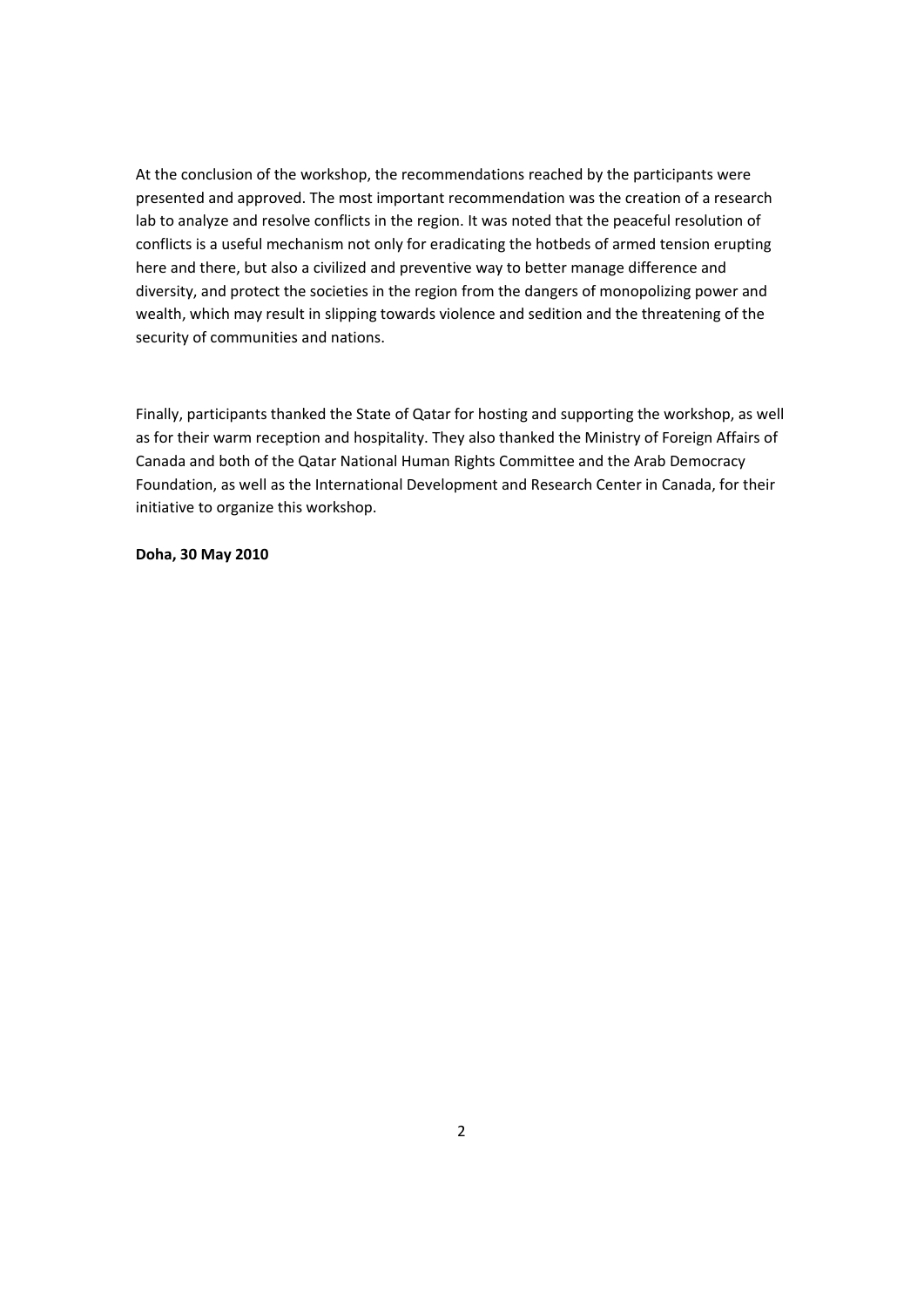At the conclusion of the workshop, the recommendations reached by the participants were presented and approved. The most important recommendation was the creation of a research lab to analyze and resolve conflicts in the region. It was noted that the peaceful resolution of conflicts is a useful mechanism not only for eradicating the hotbeds of armed tension erupting here and there, but also a civilized and preventive way to better manage difference and diversity, and protect the societies in the region from the dangers of monopolizing power and wealth, which may result in slipping towards violence and sedition and the threatening of the security of communities and nations.

Finally, participants thanked the State of Qatar for hosting and supporting the workshop, as well as for their warm reception and hospitality. They also thanked the Ministry of Foreign Affairs of Canada and both of the Qatar National Human Rights Committee and the Arab Democracy Foundation, as well as the International Development and Research Center in Canada, for their initiative to organize this workshop.

**Doha, 30 May 2010**